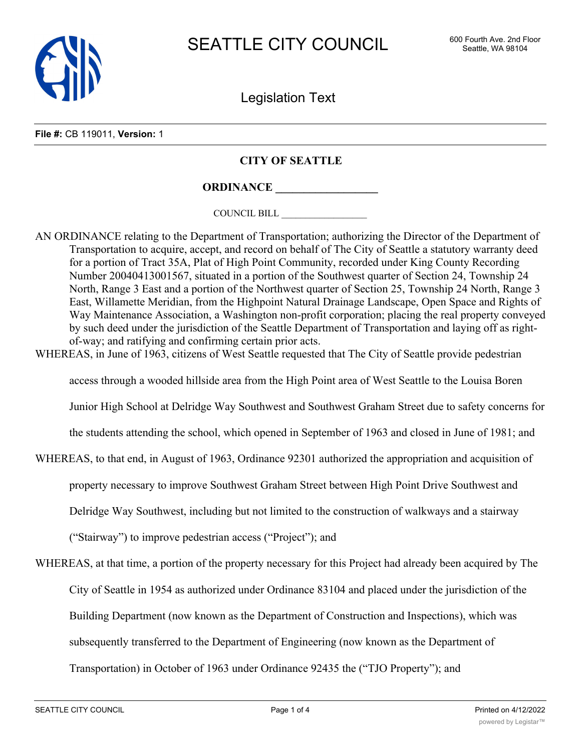# SEATTLE CITY COUNCIL

600 Fourth Ave. 2nd Floor
Seattle, WA 98104

## Legislation Text

**File #:** CB 119011, **Version:** 1

**CITY OF SEATTLE**

**ORDINANCE __________________**

COUNCIL BILL __________________

AN ORDINANCE relating to the Department of Transportation; authorizing the Director of the Department of Transportation to acquire, accept, and record on behalf of The City of Seattle a statutory warranty deed for a portion of Tract 35A, Plat of High Point Community, recorded under King County Recording Number 20040413001567, situated in a portion of the Southwest quarter of Section 24, Township 24 North, Range 3 East and a portion of the Northwest quarter of Section 25, Township 24 North, Range 3 East, Willamette Meridian, from the Highpoint Natural Drainage Landscape, Open Space and Rights of Way Maintenance Association, a Washington non-profit corporation; placing the real property conveyed by such deed under the jurisdiction of the Seattle Department of Transportation and laying off as right-of-way; and ratifying and confirming certain prior acts.

WHEREAS, in June of 1963, citizens of West Seattle requested that The City of Seattle provide pedestrian access through a wooded hillside area from the High Point area of West Seattle to the Louisa Boren Junior High School at Delridge Way Southwest and Southwest Graham Street due to safety concerns for the students attending the school, which opened in September of 1963 and closed in June of 1981; and

WHEREAS, to that end, in August of 1963, Ordinance 92301 authorized the appropriation and acquisition of property necessary to improve Southwest Graham Street between High Point Drive Southwest and Delridge Way Southwest, including but not limited to the construction of walkways and a stairway ("Stairway") to improve pedestrian access ("Project"); and

WHEREAS, at that time, a portion of the property necessary for this Project had already been acquired by The City of Seattle in 1954 as authorized under Ordinance 83104 and placed under the jurisdiction of the Building Department (now known as the Department of Construction and Inspections), which was subsequently transferred to the Department of Engineering (now known as the Department of Transportation) in October of 1963 under Ordinance 92435 the ("TJO Property"); and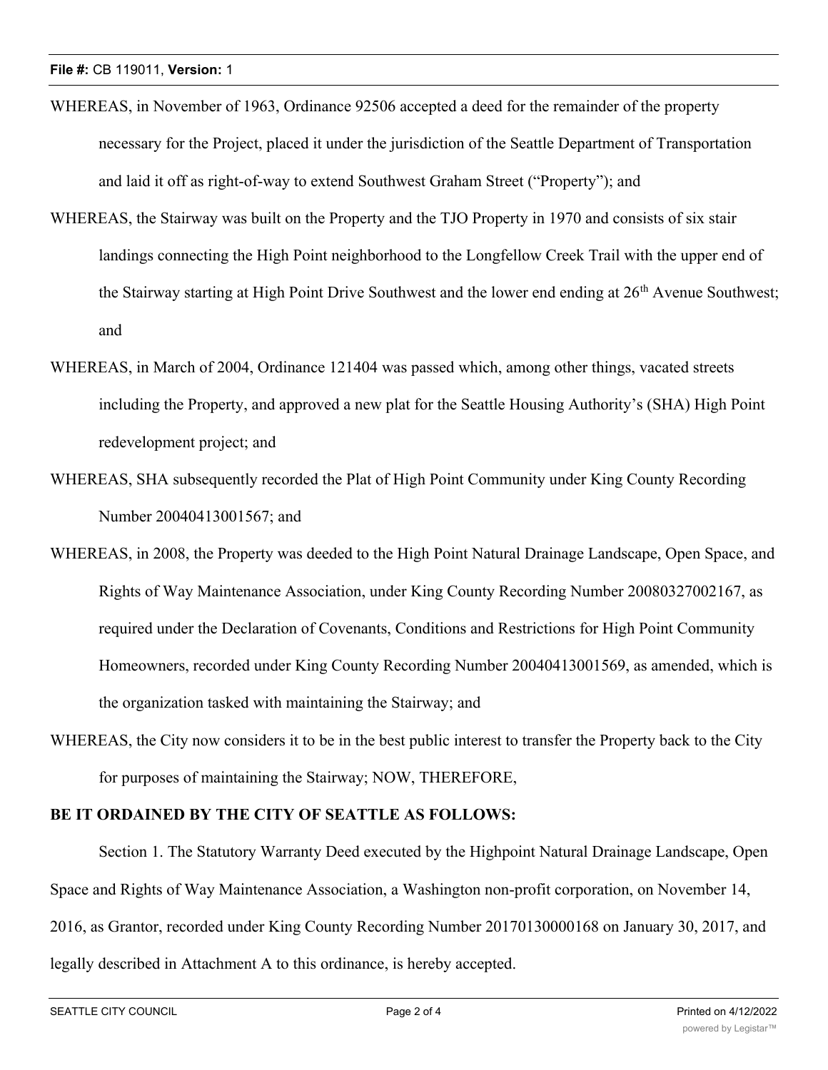WHEREAS, in November of 1963, Ordinance 92506 accepted a deed for the remainder of the property necessary for the Project, placed it under the jurisdiction of the Seattle Department of Transportation and laid it off as right-of-way to extend Southwest Graham Street ("Property"); and

WHEREAS, the Stairway was built on the Property and the TJO Property in 1970 and consists of six stair landings connecting the High Point neighborhood to the Longfellow Creek Trail with the upper end of the Stairway starting at High Point Drive Southwest and the lower end ending at 26th Avenue Southwest; and

WHEREAS, in March of 2004, Ordinance 121404 was passed which, among other things, vacated streets including the Property, and approved a new plat for the Seattle Housing Authority's (SHA) High Point redevelopment project; and

WHEREAS, SHA subsequently recorded the Plat of High Point Community under King County Recording Number 20040413001567; and

WHEREAS, in 2008, the Property was deeded to the High Point Natural Drainage Landscape, Open Space, and Rights of Way Maintenance Association, under King County Recording Number 20080327002167, as required under the Declaration of Covenants, Conditions and Restrictions for High Point Community Homeowners, recorded under King County Recording Number 20040413001569, as amended, which is the organization tasked with maintaining the Stairway; and

WHEREAS, the City now considers it to be in the best public interest to transfer the Property back to the City for purposes of maintaining the Stairway; NOW, THEREFORE,

**BE IT ORDAINED BY THE CITY OF SEATTLE AS FOLLOWS:**

Section 1. The Statutory Warranty Deed executed by the Highpoint Natural Drainage Landscape, Open Space and Rights of Way Maintenance Association, a Washington non-profit corporation, on November 14, 2016, as Grantor, recorded under King County Recording Number 20170130000168 on January 30, 2017, and legally described in Attachment A to this ordinance, is hereby accepted.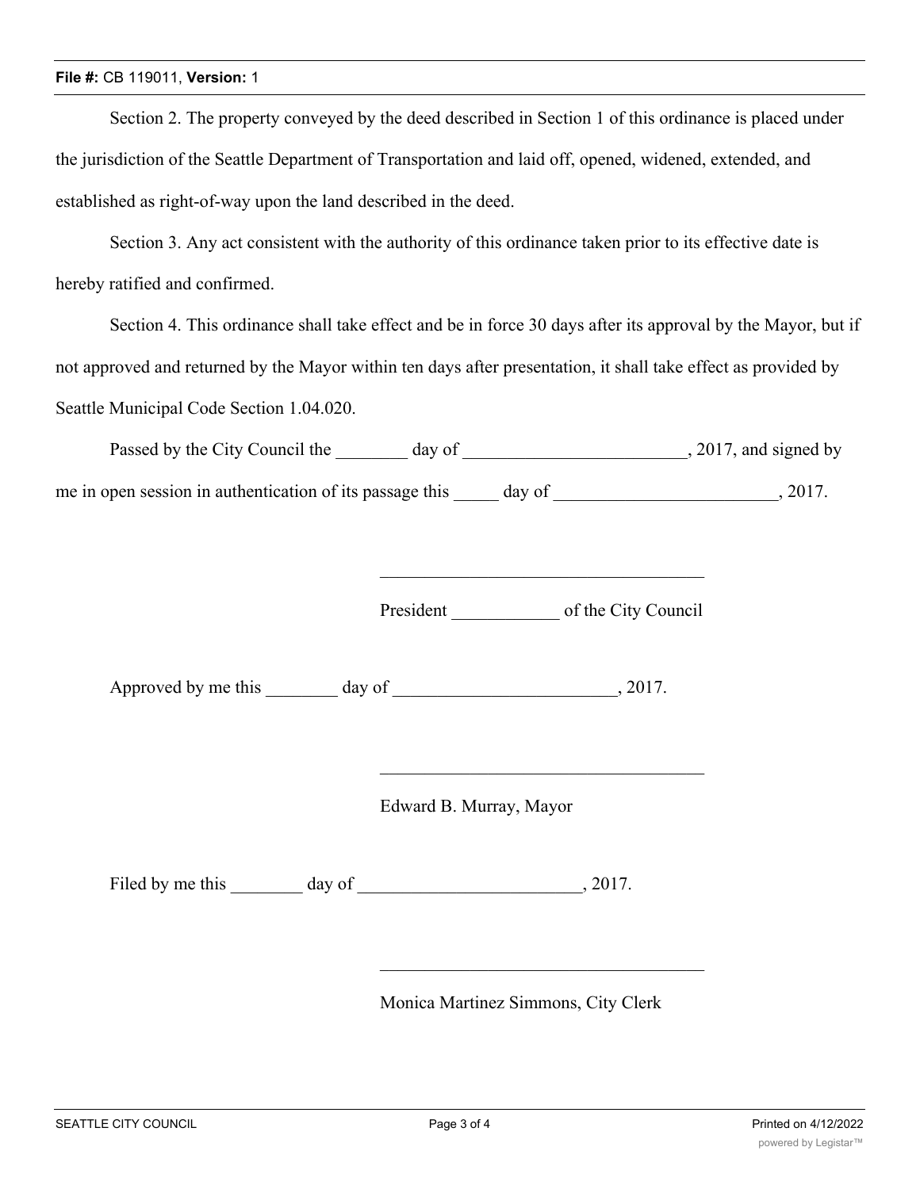Section 2. The property conveyed by the deed described in Section 1 of this ordinance is placed under the jurisdiction of the Seattle Department of Transportation and laid off, opened, widened, extended, and established as right-of-way upon the land described in the deed.

Section 3. Any act consistent with the authority of this ordinance taken prior to its effective date is hereby ratified and confirmed.

Section 4. This ordinance shall take effect and be in force 30 days after its approval by the Mayor, but if not approved and returned by the Mayor within ten days after presentation, it shall take effect as provided by Seattle Municipal Code Section 1.04.020.

Passed by the City Council the ________ day of _________________________, 2017, and signed by me in open session in authentication of its passage this _____ day of _________________________, 2017.

____________________________________

President ____________ of the City Council

Approved by me this ________ day of _________________________, 2017.

____________________________________

Edward B. Murray, Mayor

Filed by me this ________ day of _________________________, 2017.

____________________________________

Monica Martinez Simmons, City Clerk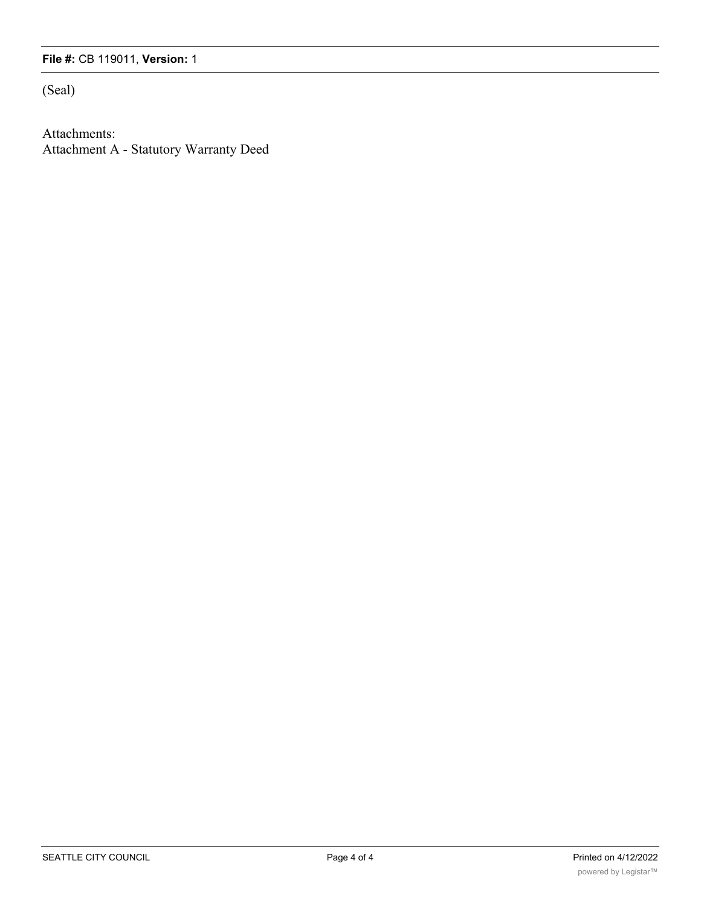(Seal)

Attachments:
Attachment A - Statutory Warranty Deed